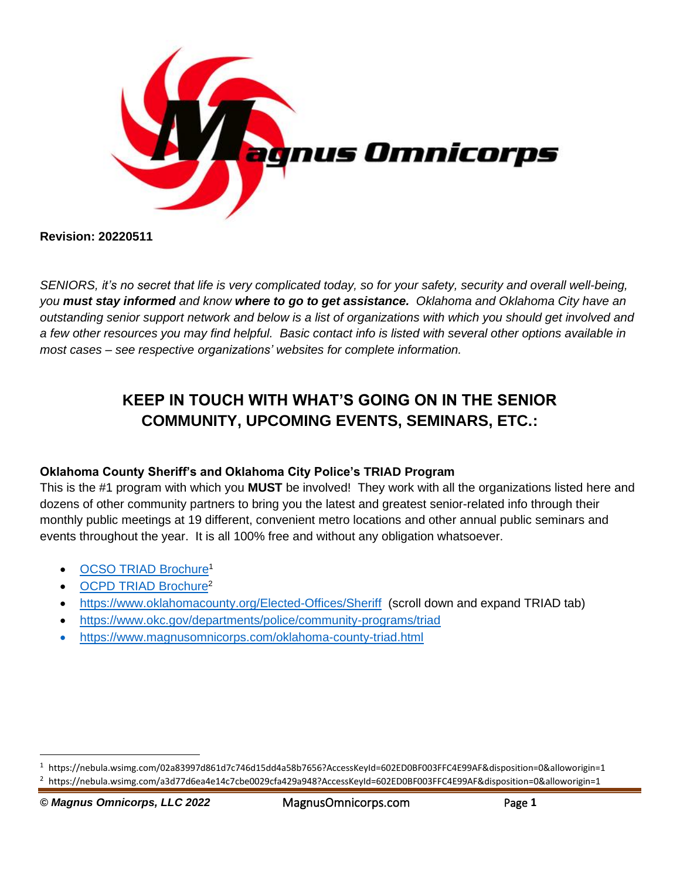Magnus Omnicorps

**Revision: 20220511**

*SENIORS, it's no secret that life is very complicated today, so for your safety, security and overall well-being, you **must stay informed** and know **where to go to get assistance.** Oklahoma and Oklahoma City have an outstanding senior support network and below is a list of organizations with which you should get involved and a few other resources you may find helpful. Basic contact info is listed with several other options available in most cases – see respective organizations' websites for complete information.*

## KEEP IN TOUCH WITH WHAT'S GOING ON IN THE SENIOR COMMUNITY, UPCOMING EVENTS, SEMINARS, ETC.:

### Oklahoma County Sheriff's and Oklahoma City Police's TRIAD Program

This is the #1 program with which you **MUST** be involved! They work with all the organizations listed here and dozens of other community partners to bring you the latest and greatest senior-related info through their monthly public meetings at 19 different, convenient metro locations and other annual public seminars and events throughout the year. It is all 100% free and without any obligation whatsoever.

- OCSO TRIAD Brochure[1]
- OCPD TRIAD Brochure[2]
- https://www.oklahomacounty.org/Elected-Offices/Sheriff (scroll down and expand TRIAD tab)
- https://www.okc.gov/departments/police/community-programs/triad
- https://www.magnusomnicorps.com/oklahoma-county-triad.html

---

[1] https://nebula.wsimg.com/02a83997d861d7c746d15dd4a58b7656?AccessKeyId=602ED0BF003FFC4E99AF&disposition=0&alloworigin=1

[2] https://nebula.wsimg.com/a3d77d6ea4e14c7cbe0029cfa429a948?AccessKeyId=602ED0BF003FFC4E99AF&disposition=0&alloworigin=1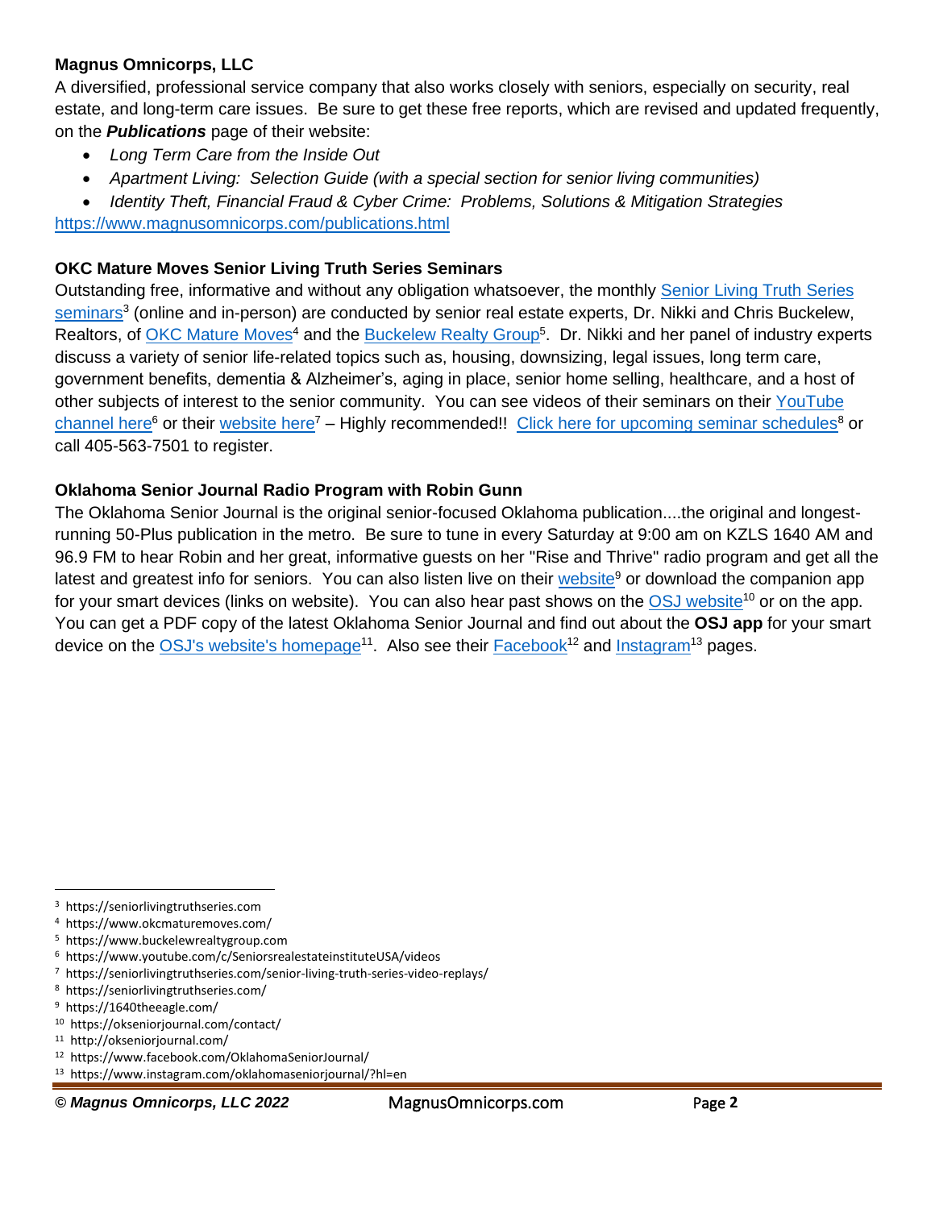**Magnus Omnicorps, LLC**

A diversified, professional service company that also works closely with seniors, especially on security, real estate, and long-term care issues. Be sure to get these free reports, which are revised and updated frequently, on the ***Publications*** page of their website:

- *Long Term Care from the Inside Out*
- *Apartment Living: Selection Guide (with a special section for senior living communities)*
- *Identity Theft, Financial Fraud & Cyber Crime: Problems, Solutions & Mitigation Strategies*

https://www.magnusomnicorps.com/publications.html

**OKC Mature Moves Senior Living Truth Series Seminars**

Outstanding free, informative and without any obligation whatsoever, the monthly Senior Living Truth Series seminars[3] (online and in-person) are conducted by senior real estate experts, Dr. Nikki and Chris Buckelew, Realtors, of OKC Mature Moves[4] and the Buckelew Realty Group[5]. Dr. Nikki and her panel of industry experts discuss a variety of senior life-related topics such as, housing, downsizing, legal issues, long term care, government benefits, dementia & Alzheimer's, aging in place, senior home selling, healthcare, and a host of other subjects of interest to the senior community. You can see videos of their seminars on their YouTube channel here[6] or their website here[7] – Highly recommended!! Click here for upcoming seminar schedules[8] or call 405-563-7501 to register.

**Oklahoma Senior Journal Radio Program with Robin Gunn**

The Oklahoma Senior Journal is the original senior-focused Oklahoma publication....the original and longest-running 50-Plus publication in the metro. Be sure to tune in every Saturday at 9:00 am on KZLS 1640 AM and 96.9 FM to hear Robin and her great, informative guests on her "Rise and Thrive" radio program and get all the latest and greatest info for seniors. You can also listen live on their website[9] or download the companion app for your smart devices (links on website). You can also hear past shows on the OSJ website[10] or on the app. You can get a PDF copy of the latest Oklahoma Senior Journal and find out about the **OSJ app** for your smart device on the OSJ's website's homepage[11]. Also see their Facebook[12] and Instagram[13] pages.

---

[3] https://seniorlivingtruthseries.com
[4] https://www.okcmaturemoves.com/
[5] https://www.buckelewrealtygroup.com
[6] https://www.youtube.com/c/SeniorsrealestateinstituteUSA/videos
[7] https://seniorlivingtruthseries.com/senior-living-truth-series-video-replays/
[8] https://seniorlivingtruthseries.com/
[9] https://1640theeagle.com/
[10] https://okseniorjournal.com/contact/
[11] http://okseniorjournal.com/
[12] https://www.facebook.com/OklahomaSeniorJournal/
[13] https://www.instagram.com/oklahomaseniorjournal/?hl=en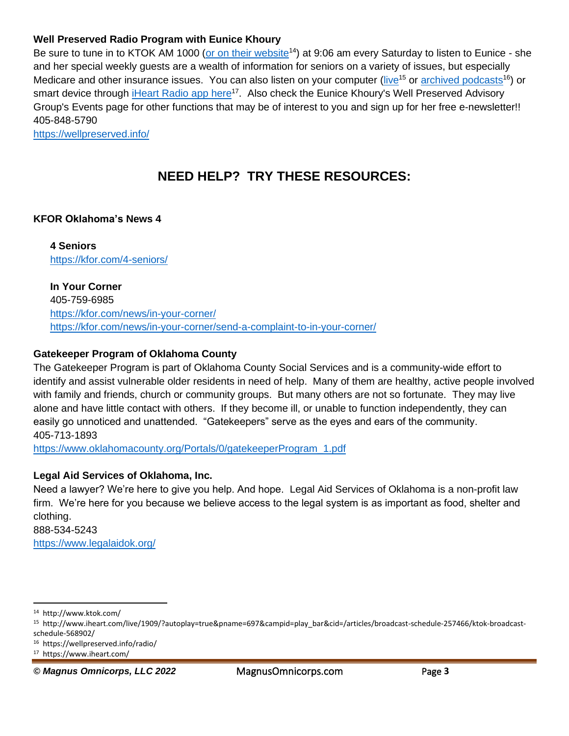**Well Preserved Radio Program with Eunice Khoury**

Be sure to tune in to KTOK AM 1000 (or on their website[14]) at 9:06 am every Saturday to listen to Eunice - she and her special weekly guests are a wealth of information for seniors on a variety of issues, but especially Medicare and other insurance issues. You can also listen on your computer (live[15] or archived podcasts[16]) or smart device through iHeart Radio app here[17]. Also check the Eunice Khoury's Well Preserved Advisory Group's Events page for other functions that may be of interest to you and sign up for her free e-newsletter!!
405-848-5790
https://wellpreserved.info/

## NEED HELP? TRY THESE RESOURCES:

**KFOR Oklahoma's News 4**

**4 Seniors**
https://kfor.com/4-seniors/

**In Your Corner**
405-759-6985
https://kfor.com/news/in-your-corner/
https://kfor.com/news/in-your-corner/send-a-complaint-to-in-your-corner/

**Gatekeeper Program of Oklahoma County**

The Gatekeeper Program is part of Oklahoma County Social Services and is a community-wide effort to identify and assist vulnerable older residents in need of help. Many of them are healthy, active people involved with family and friends, church or community groups. But many others are not so fortunate. They may live alone and have little contact with others. If they become ill, or unable to function independently, they can easily go unnoticed and unattended. "Gatekeepers" serve as the eyes and ears of the community.
405-713-1893
https://www.oklahomacounty.org/Portals/0/gatekeeperProgram_1.pdf

**Legal Aid Services of Oklahoma, Inc.**

Need a lawyer? We're here to give you help. And hope. Legal Aid Services of Oklahoma is a non-profit law firm. We're here for you because we believe access to the legal system is as important as food, shelter and clothing.
888-534-5243
https://www.legalaidok.org/

---

[14] http://www.ktok.com/
[15] http://www.iheart.com/live/1909/?autoplay=true&pname=697&campid=play_bar&cid=/articles/broadcast-schedule-257466/ktok-broadcast-schedule-568902/
[16] https://wellpreserved.info/radio/
[17] https://www.iheart.com/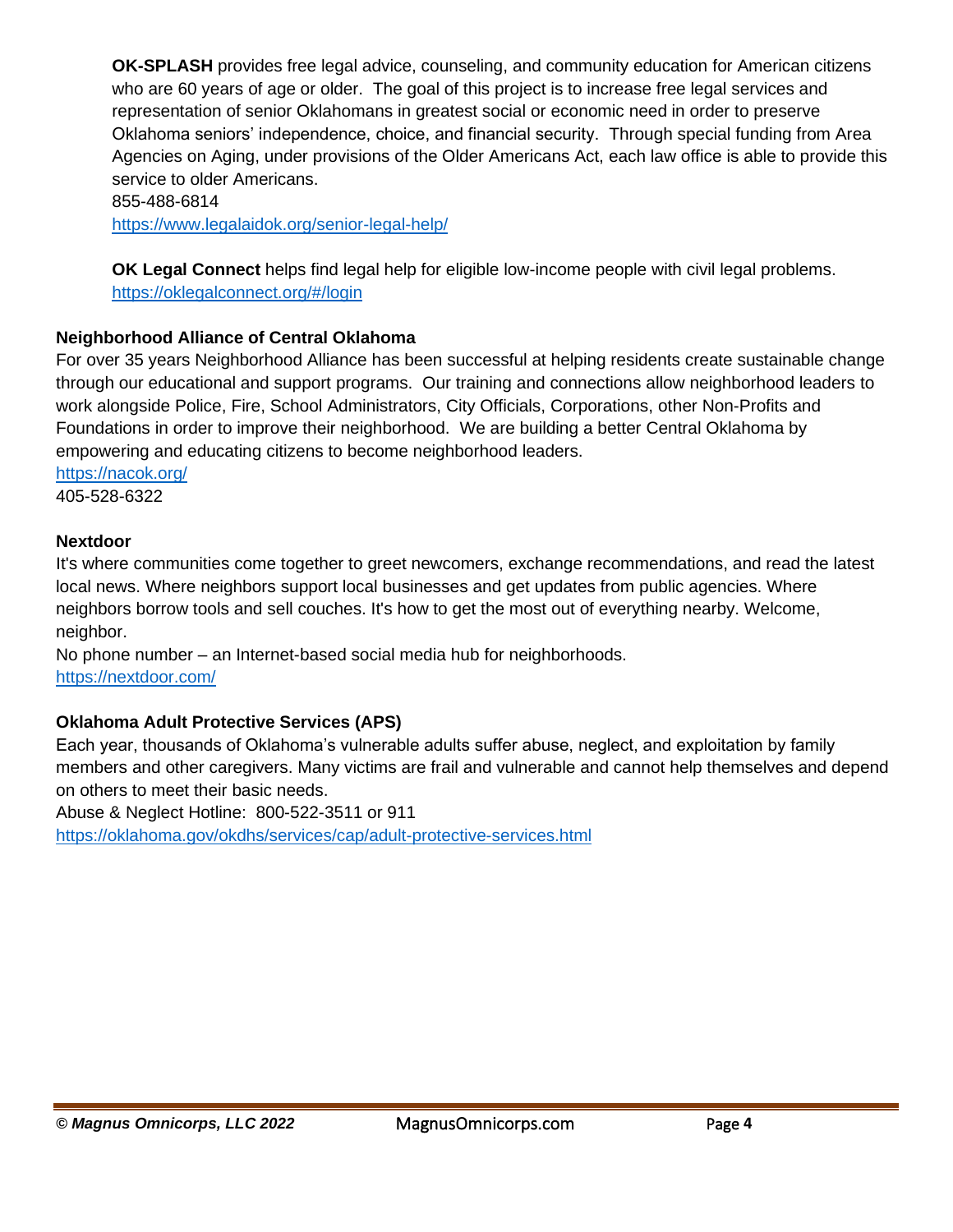**OK-SPLASH** provides free legal advice, counseling, and community education for American citizens who are 60 years of age or older. The goal of this project is to increase free legal services and representation of senior Oklahomans in greatest social or economic need in order to preserve Oklahoma seniors' independence, choice, and financial security. Through special funding from Area Agencies on Aging, under provisions of the Older Americans Act, each law office is able to provide this service to older Americans.
855-488-6814
https://www.legalaidok.org/senior-legal-help/

**OK Legal Connect** helps find legal help for eligible low-income people with civil legal problems.
https://oklegalconnect.org/#/login

**Neighborhood Alliance of Central Oklahoma**

For over 35 years Neighborhood Alliance has been successful at helping residents create sustainable change through our educational and support programs. Our training and connections allow neighborhood leaders to work alongside Police, Fire, School Administrators, City Officials, Corporations, other Non-Profits and Foundations in order to improve their neighborhood. We are building a better Central Oklahoma by empowering and educating citizens to become neighborhood leaders.
https://nacok.org/
405-528-6322

**Nextdoor**

It's where communities come together to greet newcomers, exchange recommendations, and read the latest local news. Where neighbors support local businesses and get updates from public agencies. Where neighbors borrow tools and sell couches. It's how to get the most out of everything nearby. Welcome, neighbor.
No phone number – an Internet-based social media hub for neighborhoods.
https://nextdoor.com/

**Oklahoma Adult Protective Services (APS)**

Each year, thousands of Oklahoma's vulnerable adults suffer abuse, neglect, and exploitation by family members and other caregivers. Many victims are frail and vulnerable and cannot help themselves and depend on others to meet their basic needs.
Abuse & Neglect Hotline: 800-522-3511 or 911
https://oklahoma.gov/okdhs/services/cap/adult-protective-services.html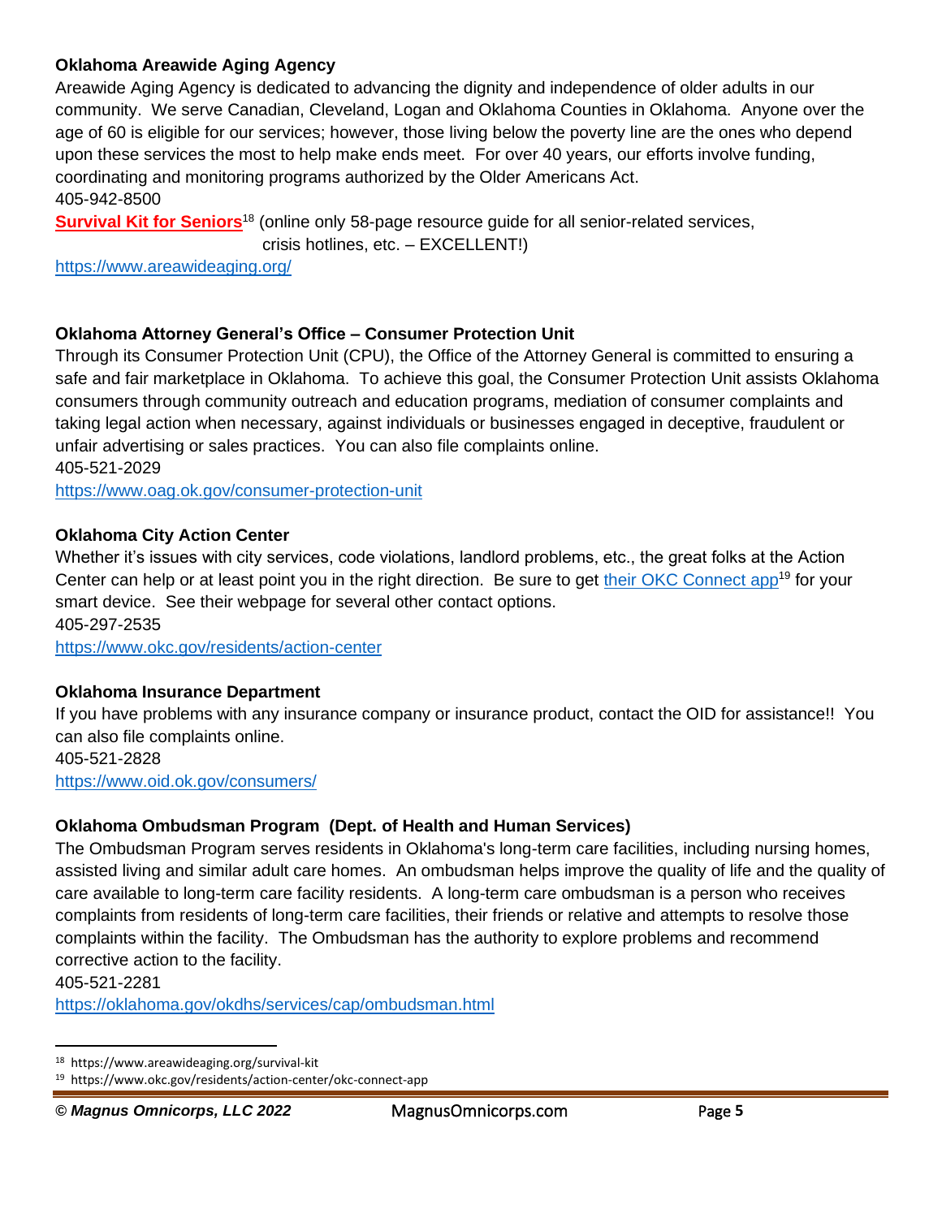**Oklahoma Areawide Aging Agency**

Areawide Aging Agency is dedicated to advancing the dignity and independence of older adults in our community. We serve Canadian, Cleveland, Logan and Oklahoma Counties in Oklahoma. Anyone over the age of 60 is eligible for our services; however, those living below the poverty line are the ones who depend upon these services the most to help make ends meet. For over 40 years, our efforts involve funding, coordinating and monitoring programs authorized by the Older Americans Act.

405-942-8500

**Survival Kit for Seniors**[18] (online only 58-page resource guide for all senior-related services, crisis hotlines, etc. – EXCELLENT!)

https://www.areawideaging.org/

**Oklahoma Attorney General's Office – Consumer Protection Unit**

Through its Consumer Protection Unit (CPU), the Office of the Attorney General is committed to ensuring a safe and fair marketplace in Oklahoma. To achieve this goal, the Consumer Protection Unit assists Oklahoma consumers through community outreach and education programs, mediation of consumer complaints and taking legal action when necessary, against individuals or businesses engaged in deceptive, fraudulent or unfair advertising or sales practices. You can also file complaints online.

405-521-2029

https://www.oag.ok.gov/consumer-protection-unit

**Oklahoma City Action Center**

Whether it's issues with city services, code violations, landlord problems, etc., the great folks at the Action Center can help or at least point you in the right direction. Be sure to get their OKC Connect app[19] for your smart device. See their webpage for several other contact options.

405-297-2535

https://www.okc.gov/residents/action-center

**Oklahoma Insurance Department**

If you have problems with any insurance company or insurance product, contact the OID for assistance!! You can also file complaints online.

405-521-2828

https://www.oid.ok.gov/consumers/

**Oklahoma Ombudsman Program (Dept. of Health and Human Services)**

The Ombudsman Program serves residents in Oklahoma's long-term care facilities, including nursing homes, assisted living and similar adult care homes. An ombudsman helps improve the quality of life and the quality of care available to long-term care facility residents. A long-term care ombudsman is a person who receives complaints from residents of long-term care facilities, their friends or relative and attempts to resolve those complaints within the facility. The Ombudsman has the authority to explore problems and recommend corrective action to the facility.

405-521-2281

https://oklahoma.gov/okdhs/services/cap/ombudsman.html

---

[18] https://www.areawideaging.org/survival-kit

[19] https://www.okc.gov/residents/action-center/okc-connect-app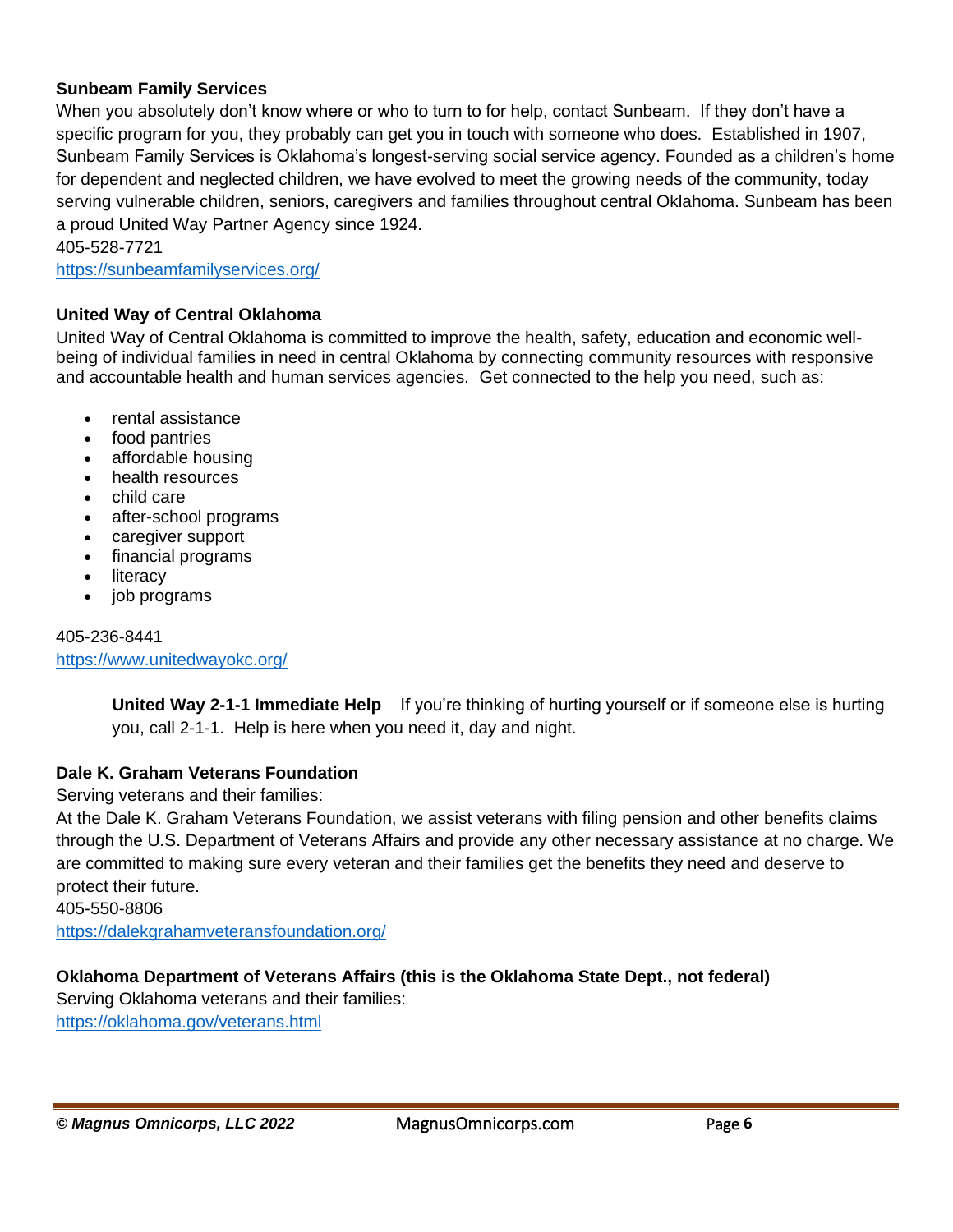**Sunbeam Family Services**

When you absolutely don't know where or who to turn to for help, contact Sunbeam. If they don't have a specific program for you, they probably can get you in touch with someone who does. Established in 1907, Sunbeam Family Services is Oklahoma's longest-serving social service agency. Founded as a children's home for dependent and neglected children, we have evolved to meet the growing needs of the community, today serving vulnerable children, seniors, caregivers and families throughout central Oklahoma. Sunbeam has been a proud United Way Partner Agency since 1924.

405-528-7721

https://sunbeamfamilyservices.org/

**United Way of Central Oklahoma**

United Way of Central Oklahoma is committed to improve the health, safety, education and economic well-being of individual families in need in central Oklahoma by connecting community resources with responsive and accountable health and human services agencies. Get connected to the help you need, such as:

- rental assistance
- food pantries
- affordable housing
- health resources
- child care
- after-school programs
- caregiver support
- financial programs
- literacy
- job programs

405-236-8441

https://www.unitedwayokc.org/

> **United Way 2-1-1 Immediate Help** If you're thinking of hurting yourself or if someone else is hurting you, call 2-1-1. Help is here when you need it, day and night.

**Dale K. Graham Veterans Foundation**

Serving veterans and their families:

At the Dale K. Graham Veterans Foundation, we assist veterans with filing pension and other benefits claims through the U.S. Department of Veterans Affairs and provide any other necessary assistance at no charge. We are committed to making sure every veteran and their families get the benefits they need and deserve to protect their future.

405-550-8806

https://dalekgrahamveteransfoundation.org/

**Oklahoma Department of Veterans Affairs (this is the Oklahoma State Dept., not federal)**

Serving Oklahoma veterans and their families:

https://oklahoma.gov/veterans.html